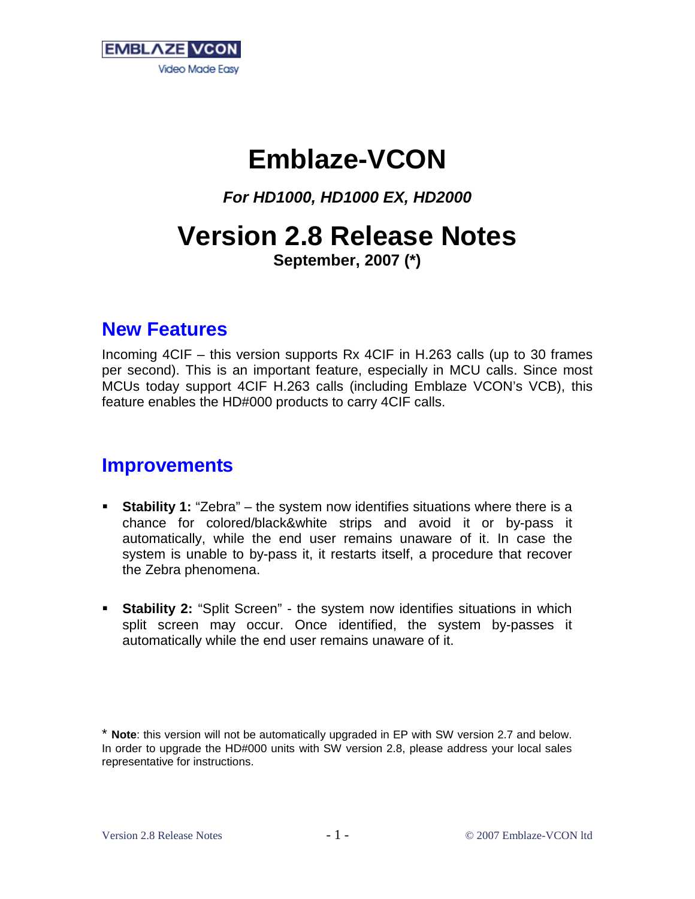EMBLAZE VCON
Video Made Easy

# Emblaze-VCON

***For HD1000, HD1000 EX, HD2000***

# Version 2.8 Release Notes

**September, 2007 (*)**

## New Features

Incoming 4CIF – this version supports Rx 4CIF in H.263 calls (up to 30 frames per second). This is an important feature, especially in MCU calls. Since most MCUs today support 4CIF H.263 calls (including Emblaze VCON's VCB), this feature enables the HD#000 products to carry 4CIF calls.

## Improvements

- **Stability 1:** "Zebra" – the system now identifies situations where there is a chance for colored/black&white strips and avoid it or by-pass it automatically, while the end user remains unaware of it. In case the system is unable to by-pass it, it restarts itself, a procedure that recover the Zebra phenomena.

- **Stability 2:** "Split Screen" - the system now identifies situations in which split screen may occur. Once identified, the system by-passes it automatically while the end user remains unaware of it.

* **Note**: this version will not be automatically upgraded in EP with SW version 2.7 and below. In order to upgrade the HD#000 units with SW version 2.8, please address your local sales representative for instructions.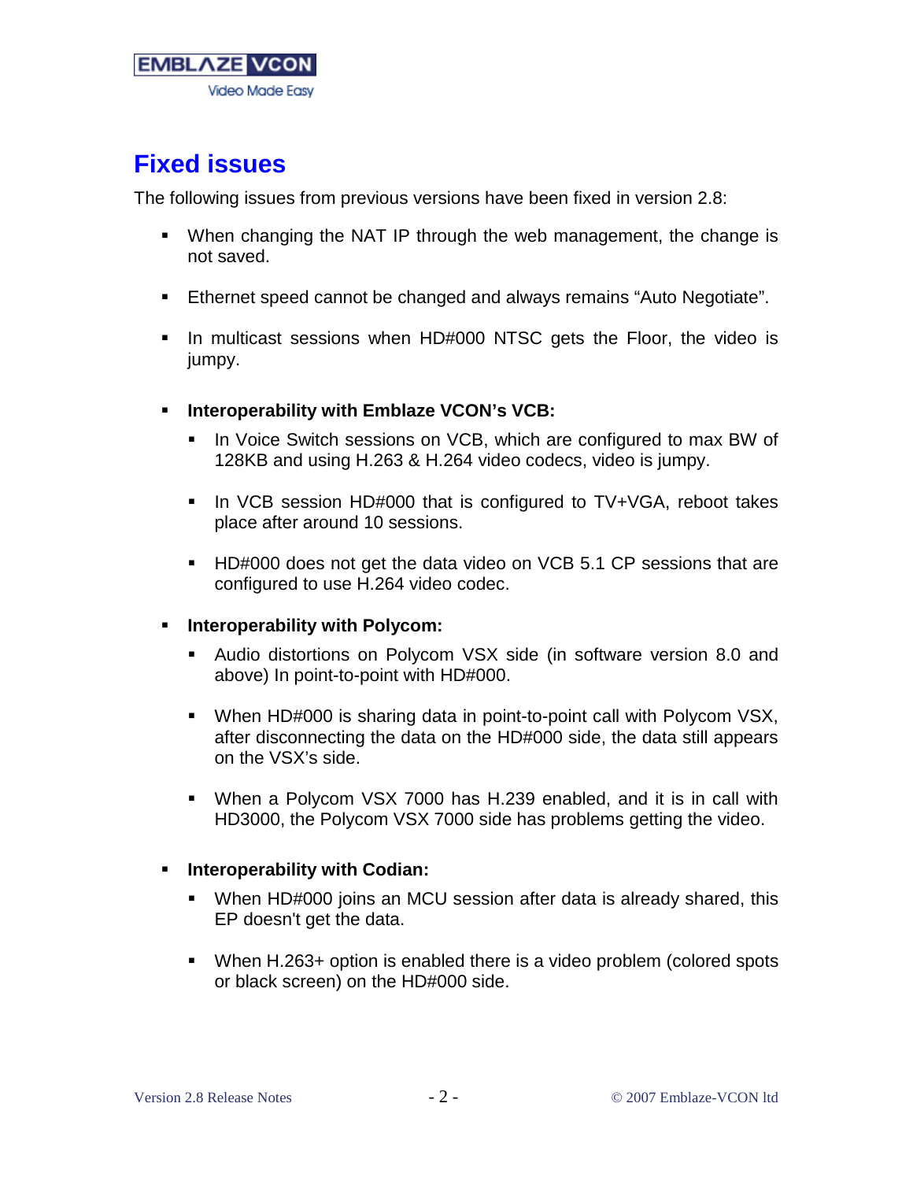## Fixed issues

The following issues from previous versions have been fixed in version 2.8:

- When changing the NAT IP through the web management, the change is not saved.
- Ethernet speed cannot be changed and always remains "Auto Negotiate".
- In multicast sessions when HD#000 NTSC gets the Floor, the video is jumpy.
- **Interoperability with Emblaze VCON's VCB:**
  - In Voice Switch sessions on VCB, which are configured to max BW of 128KB and using H.263 & H.264 video codecs, video is jumpy.
  - In VCB session HD#000 that is configured to TV+VGA, reboot takes place after around 10 sessions.
  - HD#000 does not get the data video on VCB 5.1 CP sessions that are configured to use H.264 video codec.
- **Interoperability with Polycom:**
  - Audio distortions on Polycom VSX side (in software version 8.0 and above) In point-to-point with HD#000.
  - When HD#000 is sharing data in point-to-point call with Polycom VSX, after disconnecting the data on the HD#000 side, the data still appears on the VSX's side.
  - When a Polycom VSX 7000 has H.239 enabled, and it is in call with HD3000, the Polycom VSX 7000 side has problems getting the video.
- **Interoperability with Codian:**
  - When HD#000 joins an MCU session after data is already shared, this EP doesn't get the data.
  - When H.263+ option is enabled there is a video problem (colored spots or black screen) on the HD#000 side.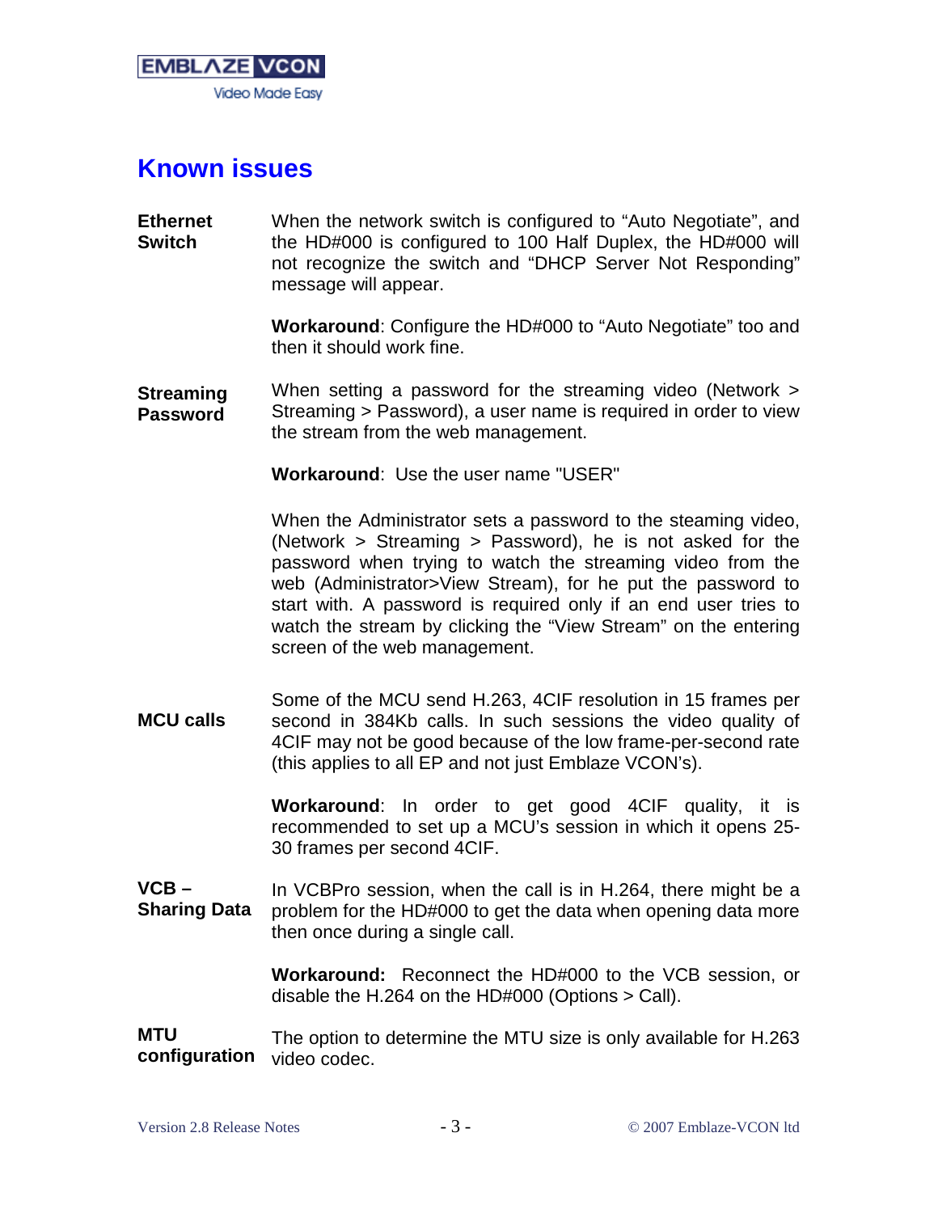# Known issues

**Ethernet Switch**

When the network switch is configured to “Auto Negotiate”, and the HD#000 is configured to 100 Half Duplex, the HD#000 will not recognize the switch and “DHCP Server Not Responding” message will appear.

**Workaround**: Configure the HD#000 to “Auto Negotiate” too and then it should work fine.

**Streaming Password**

When setting a password for the streaming video (Network > Streaming > Password), a user name is required in order to view the stream from the web management.

**Workaround**: Use the user name "USER"

When the Administrator sets a password to the steaming video, (Network > Streaming > Password), he is not asked for the password when trying to watch the streaming video from the web (Administrator>View Stream), for he put the password to start with. A password is required only if an end user tries to watch the stream by clicking the “View Stream” on the entering screen of the web management.

**MCU calls**

Some of the MCU send H.263, 4CIF resolution in 15 frames per second in 384Kb calls. In such sessions the video quality of 4CIF may not be good because of the low frame-per-second rate (this applies to all EP and not just Emblaze VCON’s).

**Workaround**: In order to get good 4CIF quality, it is recommended to set up a MCU’s session in which it opens 25-30 frames per second 4CIF.

**VCB – Sharing Data**

In VCBPro session, when the call is in H.264, there might be a problem for the HD#000 to get the data when opening data more then once during a single call.

**Workaround:** Reconnect the HD#000 to the VCB session, or disable the H.264 on the HD#000 (Options > Call).

**MTU configuration**

The option to determine the MTU size is only available for H.263 video codec.